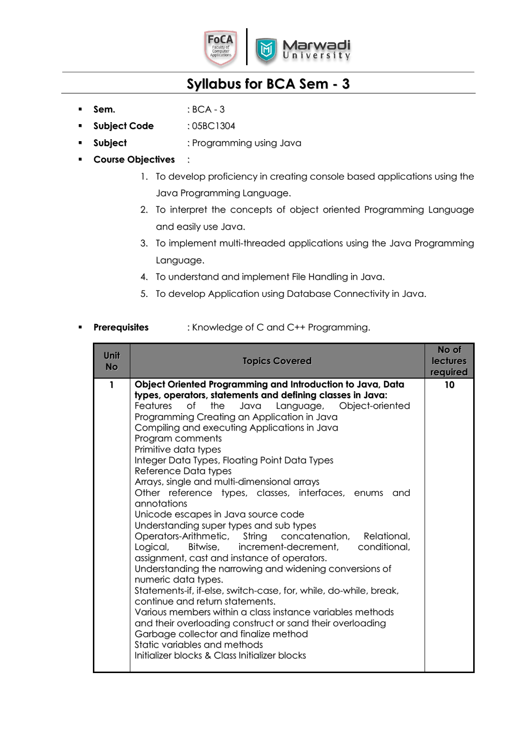# Syllabus for BCA Sem - 3

- **Sem.** : BCA - 3
- **Subject Code** : 05BC1304
- **Subject** : Programming using Java
- **Course Objectives** :
    1. To develop proficiency in creating console based applications using the Java Programming Language.
    2. To interpret the concepts of object oriented Programming Language and easily use Java.
    3. To implement multi-threaded applications using the Java Programming Language.
    4. To understand and implement File Handling in Java.
    5. To develop Application using Database Connectivity in Java.

- **Prerequisites** : Knowledge of C and C++ Programming.

| Unit No | Topics Covered | No of lectures required |
|---|---|---|
| 1 | **Object Oriented Programming and Introduction to Java, Data types, operators, statements and defining classes in Java:**<br>Features of the Java Language, Object-oriented Programming Creating an Application in Java<br>Compiling and executing Applications in Java<br>Program comments<br>Primitive data types<br>Integer Data Types, Floating Point Data Types<br>Reference Data types<br>Arrays, single and multi-dimensional arrays<br>Other reference types, classes, interfaces, enums and annotations<br>Unicode escapes in Java source code<br>Understanding super types and sub types<br>Operators-Arithmetic, String concatenation, Relational, Logical, Bitwise, increment-decrement, conditional, assignment, cast and instance of operators.<br>Understanding the narrowing and widening conversions of numeric data types.<br>Statements-if, if-else, switch-case, for, while, do-while, break, continue and return statements.<br>Various members within a class instance variables methods and their overloading construct or sand their overloading<br>Garbage collector and finalize method<br>Static variables and methods<br>Initializer blocks & Class Initializer blocks | **10** |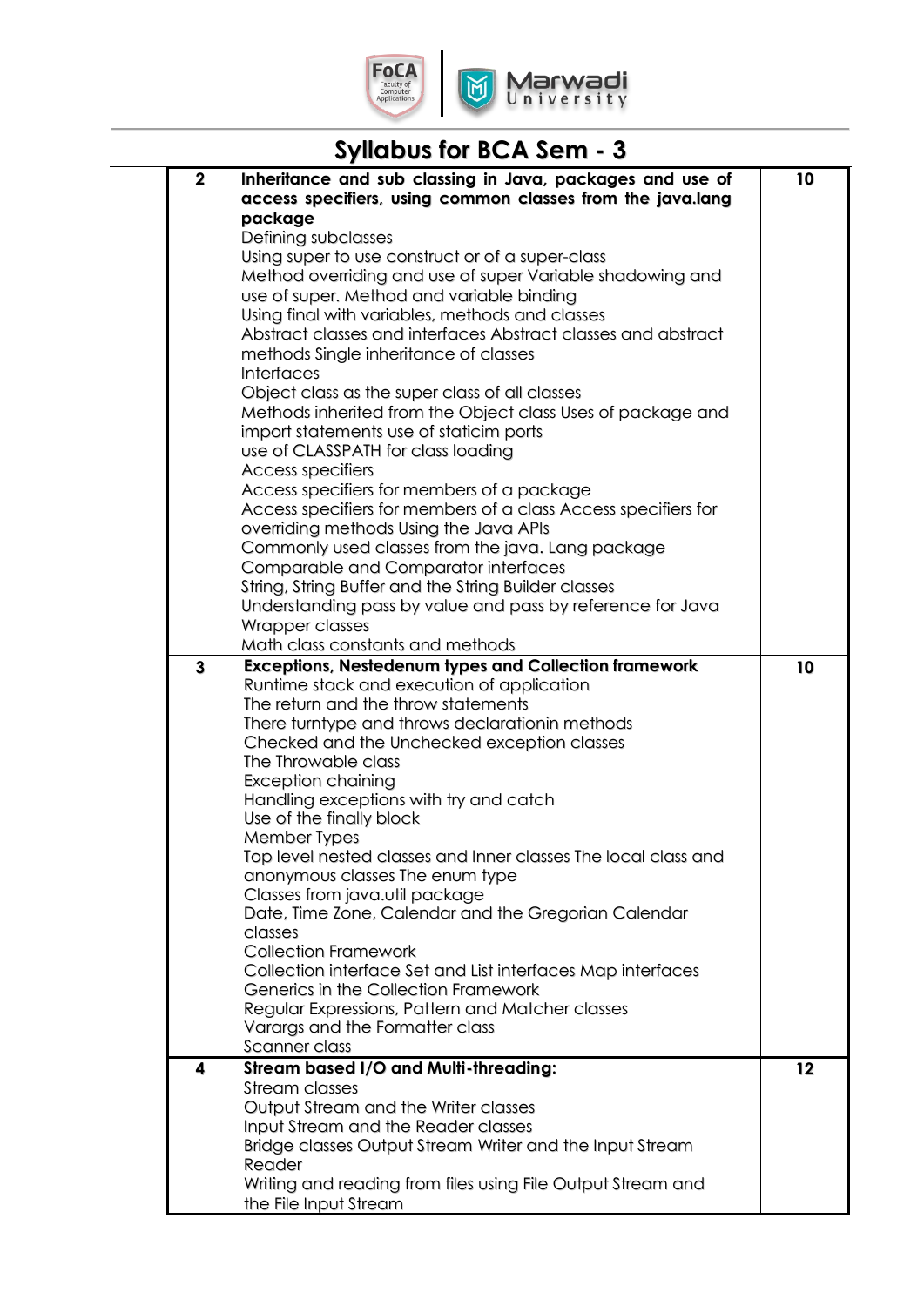# Syllabus for BCA Sem - 3

| | | |
|---|---|---|
| 2 | **Inheritance and sub classing in Java, packages and use of access specifiers, using common classes from the java.lang package**<br>Defining subclasses<br>Using super to use construct or of a super-class<br>Method overriding and use of super Variable shadowing and use of super. Method and variable binding<br>Using final with variables, methods and classes<br>Abstract classes and interfaces Abstract classes and abstract methods Single inheritance of classes<br>Interfaces<br>Object class as the super class of all classes<br>Methods inherited from the Object class Uses of package and import statements use of staticim ports<br>use of CLASSPATH for class loading<br>Access specifiers<br>Access specifiers for members of a package<br>Access specifiers for members of a class Access specifiers for overriding methods Using the Java APIs<br>Commonly used classes from the java. Lang package<br>Comparable and Comparator interfaces<br>String, String Buffer and the String Builder classes<br>Understanding pass by value and pass by reference for Java<br>Wrapper classes<br>Math class constants and methods | 10 |
| 3 | **Exceptions, Nestedenum types and Collection framework**<br>Runtime stack and execution of application<br>The return and the throw statements<br>There turntype and throws declarationin methods<br>Checked and the Unchecked exception classes<br>The Throwable class<br>Exception chaining<br>Handling exceptions with try and catch<br>Use of the finally block<br>Member Types<br>Top level nested classes and Inner classes The local class and anonymous classes The enum type<br>Classes from java.util package<br>Date, Time Zone, Calendar and the Gregorian Calendar classes<br>Collection Framework<br>Collection interface Set and List interfaces Map interfaces<br>Generics in the Collection Framework<br>Regular Expressions, Pattern and Matcher classes<br>Varargs and the Formatter class<br>Scanner class | 10 |
| 4 | **Stream based I/O and Multi-threading:**<br>Stream classes<br>Output Stream and the Writer classes<br>Input Stream and the Reader classes<br>Bridge classes Output Stream Writer and the Input Stream Reader<br>Writing and reading from files using File Output Stream and the File Input Stream | 12 |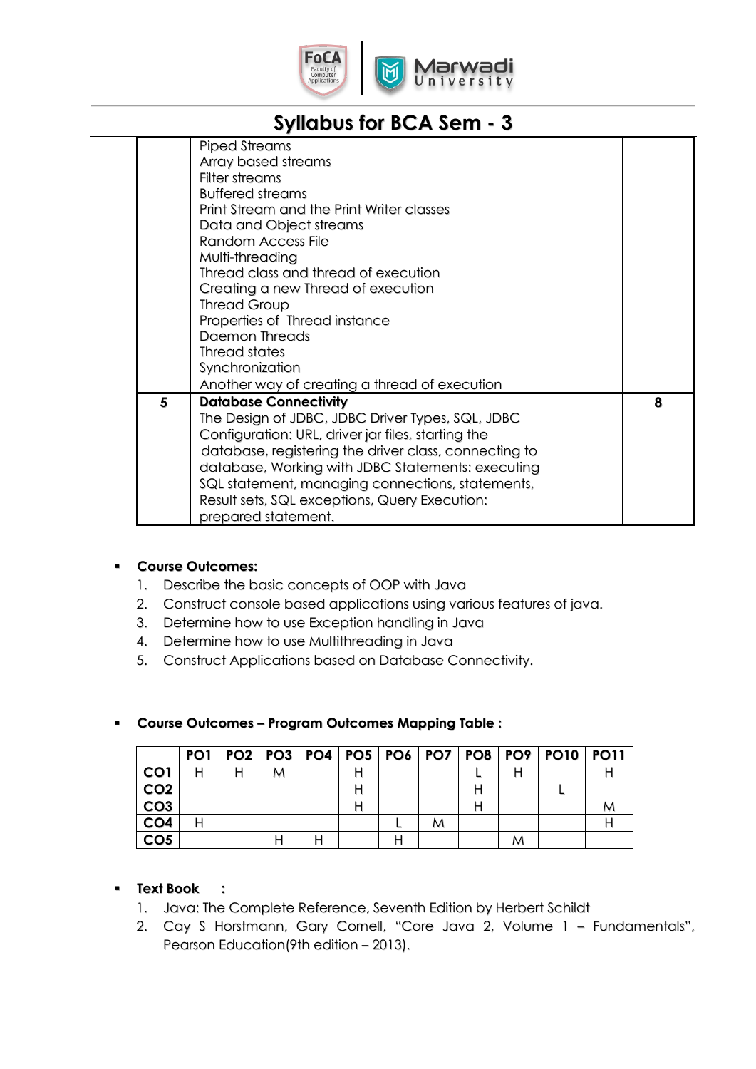| | | |
|---|---|---|
| | Piped Streams<br>Array based streams<br>Filter streams<br>Buffered streams<br>Print Stream and the Print Writer classes<br>Data and Object streams<br>Random Access File<br>Multi-threading<br>Thread class and thread of execution<br>Creating a new Thread of execution<br>Thread Group<br>Properties of Thread instance<br>Daemon Threads<br>Thread states<br>Synchronization<br>Another way of creating a thread of execution | |
| **5** | **Database Connectivity**<br>The Design of JDBC, JDBC Driver Types, SQL, JDBC Configuration: URL, driver jar files, starting the database, registering the driver class, connecting to database, Working with JDBC Statements: executing SQL statement, managing connections, statements, Result sets, SQL exceptions, Query Execution: prepared statement. | **8** |

- **Course Outcomes:**
  1. Describe the basic concepts of OOP with Java
  2. Construct console based applications using various features of java.
  3. Determine how to use Exception handling in Java
  4. Determine how to use Multithreading in Java
  5. Construct Applications based on Database Connectivity.

- **Course Outcomes – Program Outcomes Mapping Table :**

| | PO1 | PO2 | PO3 | PO4 | PO5 | PO6 | PO7 | PO8 | PO9 | PO10 | PO11 |
|---|---|---|---|---|---|---|---|---|---|---|---|
| **CO1** | H | H | M | | H | | | L | H | | H |
| **CO2** | | | | | H | | | H | | L | |
| **CO3** | | | | | H | | | H | | | M |
| **CO4** | H | | | | | L | M | | | | H |
| **CO5** | | | H | H | | H | | | M | | |

- **Text Book :**
  1. Java: The Complete Reference, Seventh Edition by Herbert Schildt
  2. Cay S Horstmann, Gary Cornell, "Core Java 2, Volume 1 – Fundamentals", Pearson Education(9th edition – 2013).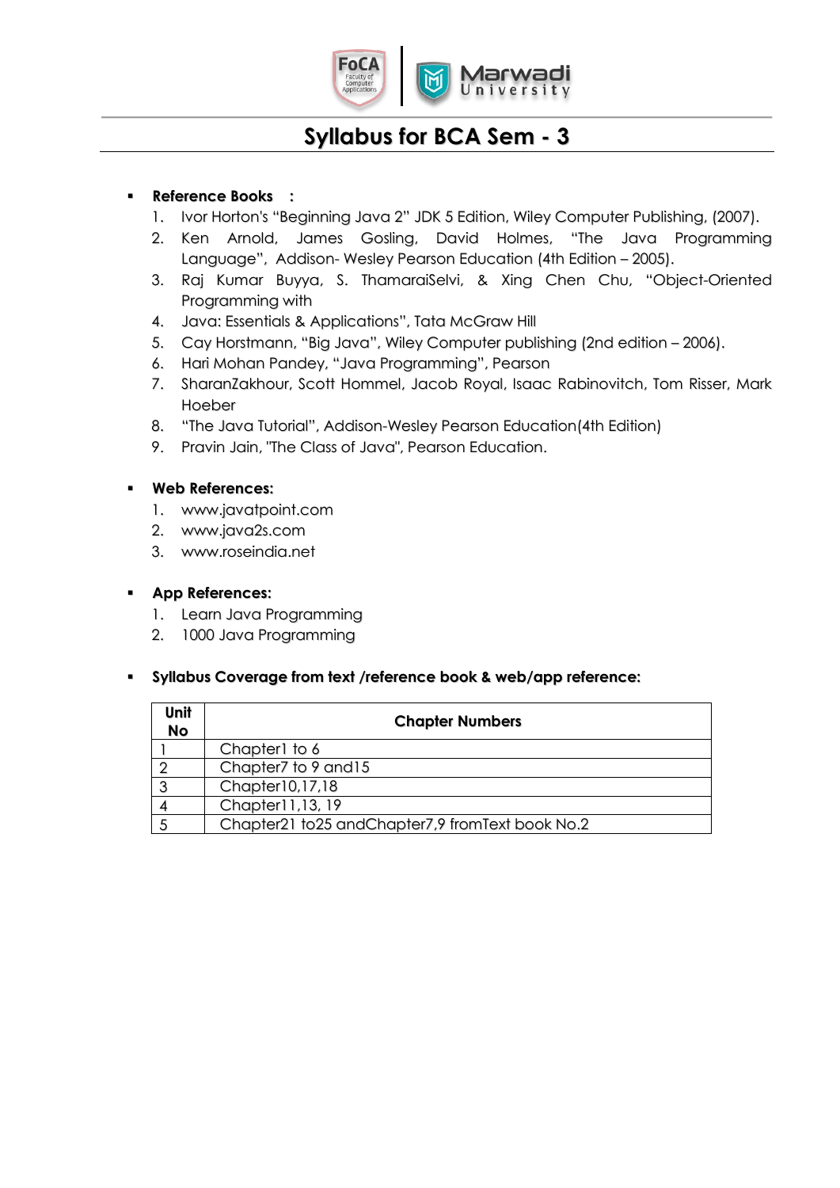# Syllabus for BCA Sem - 3

- **Reference Books :**
  1. Ivor Horton's "Beginning Java 2" JDK 5 Edition, Wiley Computer Publishing, (2007).
  2. Ken Arnold, James Gosling, David Holmes, "The Java Programming Language", Addison- Wesley Pearson Education (4th Edition – 2005).
  3. Raj Kumar Buyya, S. ThamaraiSelvi, & Xing Chen Chu, "Object-Oriented Programming with
  4. Java: Essentials & Applications", Tata McGraw Hill
  5. Cay Horstmann, "Big Java", Wiley Computer publishing (2nd edition – 2006).
  6. Hari Mohan Pandey, "Java Programming", Pearson
  7. SharanZakhour, Scott Hommel, Jacob Royal, Isaac Rabinovitch, Tom Risser, Mark Hoeber
  8. "The Java Tutorial", Addison-Wesley Pearson Education(4th Edition)
  9. Pravin Jain, "The Class of Java", Pearson Education.

- **Web References:**
  1. www.javatpoint.com
  2. www.java2s.com
  3. www.roseindia.net

- **App References:**
  1. Learn Java Programming
  2. 1000 Java Programming

- **Syllabus Coverage from text /reference book & web/app reference:**

| Unit No | Chapter Numbers |
|---|---|
| 1 | Chapter1 to 6 |
| 2 | Chapter7 to 9 and15 |
| 3 | Chapter10,17,18 |
| 4 | Chapter11,13, 19 |
| 5 | Chapter21 to25 andChapter7,9 fromText book No.2 |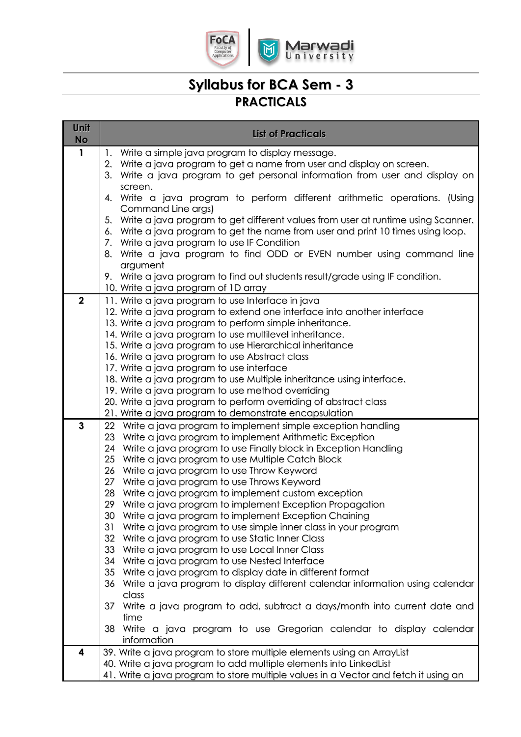# Syllabus for BCA Sem - 3

## PRACTICALS

| Unit No | List of Practicals |
|---|---|
| 1 | 1. Write a simple java program to display message.<br>2. Write a java program to get a name from user and display on screen.<br>3. Write a java program to get personal information from user and display on screen.<br>4. Write a java program to perform different arithmetic operations. (Using Command Line args)<br>5. Write a java program to get different values from user at runtime using Scanner.<br>6. Write a java program to get the name from user and print 10 times using loop.<br>7. Write a java program to use IF Condition<br>8. Write a java program to find ODD or EVEN number using command line argument<br>9. Write a java program to find out students result/grade using IF condition.<br>10. Write a java program of 1D array |
| 2 | 11. Write a java program to use Interface in java<br>12. Write a java program to extend one interface into another interface<br>13. Write a java program to perform simple inheritance.<br>14. Write a java program to use multilevel inheritance.<br>15. Write a java program to use Hierarchical inheritance<br>16. Write a java program to use Abstract class<br>17. Write a java program to use interface<br>18. Write a java program to use Multiple inheritance using interface.<br>19. Write a java program to use method overriding<br>20. Write a java program to perform overriding of abstract class<br>21. Write a java program to demonstrate encapsulation |
| 3 | 22 Write a java program to implement simple exception handling<br>23 Write a java program to implement Arithmetic Exception<br>24 Write a java program to use Finally block in Exception Handling<br>25 Write a java program to use Multiple Catch Block<br>26 Write a java program to use Throw Keyword<br>27 Write a java program to use Throws Keyword<br>28 Write a java program to implement custom exception<br>29 Write a java program to implement Exception Propagation<br>30 Write a java program to implement Exception Chaining<br>31 Write a java program to use simple inner class in your program<br>32 Write a java program to use Static Inner Class<br>33 Write a java program to use Local Inner Class<br>34 Write a java program to use Nested Interface<br>35 Write a java program to display date in different format<br>36 Write a java program to display different calendar information using calendar class<br>37 Write a java program to add, subtract a days/month into current date and time<br>38 Write a java program to use Gregorian calendar to display calendar information |
| 4 | 39. Write a java program to store multiple elements using an ArrayList<br>40. Write a java program to add multiple elements into LinkedList<br>41. Write a java program to store multiple values in a Vector and fetch it using an |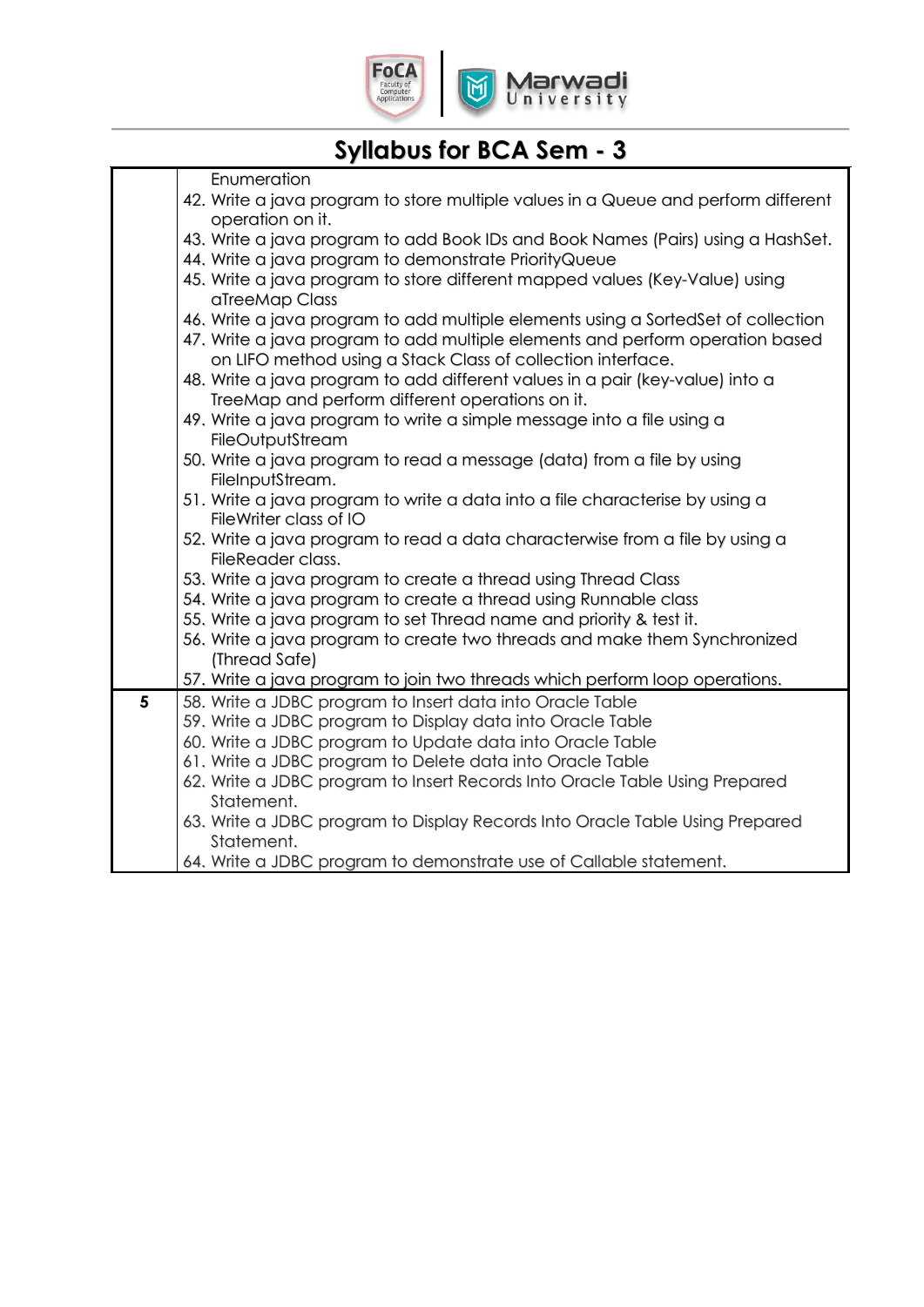# Syllabus for BCA Sem - 3

| | |
|---|---|
| | Enumeration<br>42. Write a java program to store multiple values in a Queue and perform different operation on it.<br>43. Write a java program to add Book IDs and Book Names (Pairs) using a HashSet.<br>44. Write a java program to demonstrate PriorityQueue<br>45. Write a java program to store different mapped values (Key-Value) using aTreeMap Class<br>46. Write a java program to add multiple elements using a SortedSet of collection<br>47. Write a java program to add multiple elements and perform operation based on LIFO method using a Stack Class of collection interface.<br>48. Write a java program to add different values in a pair (key-value) into a TreeMap and perform different operations on it.<br>49. Write a java program to write a simple message into a file using a FileOutputStream<br>50. Write a java program to read a message (data) from a file by using FileInputStream.<br>51. Write a java program to write a data into a file characterise by using a FileWriter class of IO<br>52. Write a java program to read a data characterwise from a file by using a FileReader class.<br>53. Write a java program to create a thread using Thread Class<br>54. Write a java program to create a thread using Runnable class<br>55. Write a java program to set Thread name and priority & test it.<br>56. Write a java program to create two threads and make them Synchronized (Thread Safe)<br>57. Write a java program to join two threads which perform loop operations. |
| **5** | 58. Write a JDBC program to Insert data into Oracle Table<br>59. Write a JDBC program to Display data into Oracle Table<br>60. Write a JDBC program to Update data into Oracle Table<br>61. Write a JDBC program to Delete data into Oracle Table<br>62. Write a JDBC program to Insert Records Into Oracle Table Using Prepared Statement.<br>63. Write a JDBC program to Display Records Into Oracle Table Using Prepared Statement.<br>64. Write a JDBC program to demonstrate use of Callable statement. |